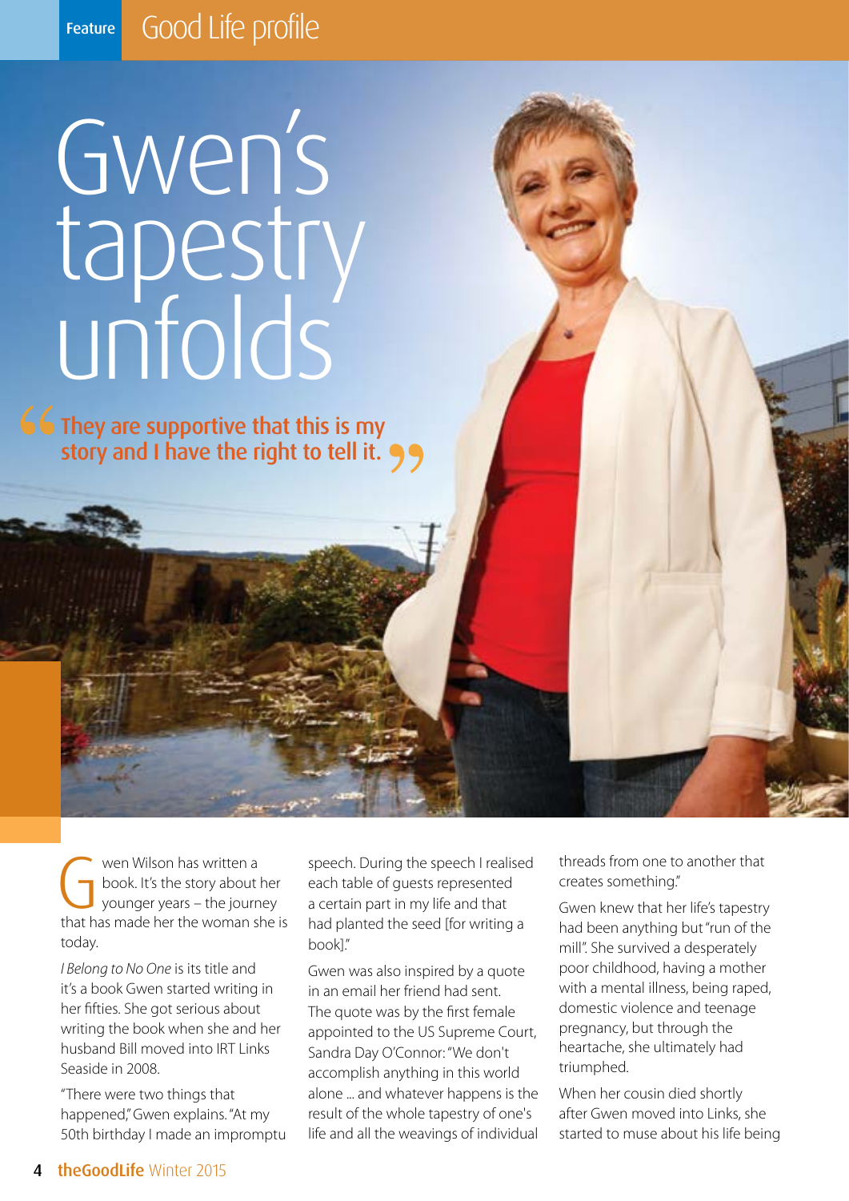Feature **Good Life profile**

# Gwen's tapestry unfolds

**"They are supportive that this is my story and I have the right to tell it."**

Gwen Wilson has written a book. It's the story about her younger years – the journey that has made her the woman she is today.

*I Belong to No One* is its title and it's a book Gwen started writing in her fifties. She got serious about writing the book when she and her husband Bill moved into IRT Links Seaside in 2008.

"There were two things that happened," Gwen explains. "At my 50th birthday I made an impromptu speech. During the speech I realised each table of guests represented a certain part in my life and that had planted the seed [for writing a book]."

Gwen was also inspired by a quote in an email her friend had sent. The quote was by the first female appointed to the US Supreme Court, Sandra Day O'Connor: "We don't accomplish anything in this world alone ... and whatever happens is the result of the whole tapestry of one's life and all the weavings of individual threads from one to another that creates something."

Gwen knew that her life's tapestry had been anything but "run of the mill". She survived a desperately poor childhood, having a mother with a mental illness, being raped, domestic violence and teenage pregnancy, but through the heartache, she ultimately had triumphed.

When her cousin died shortly after Gwen moved into Links, she started to muse about his life being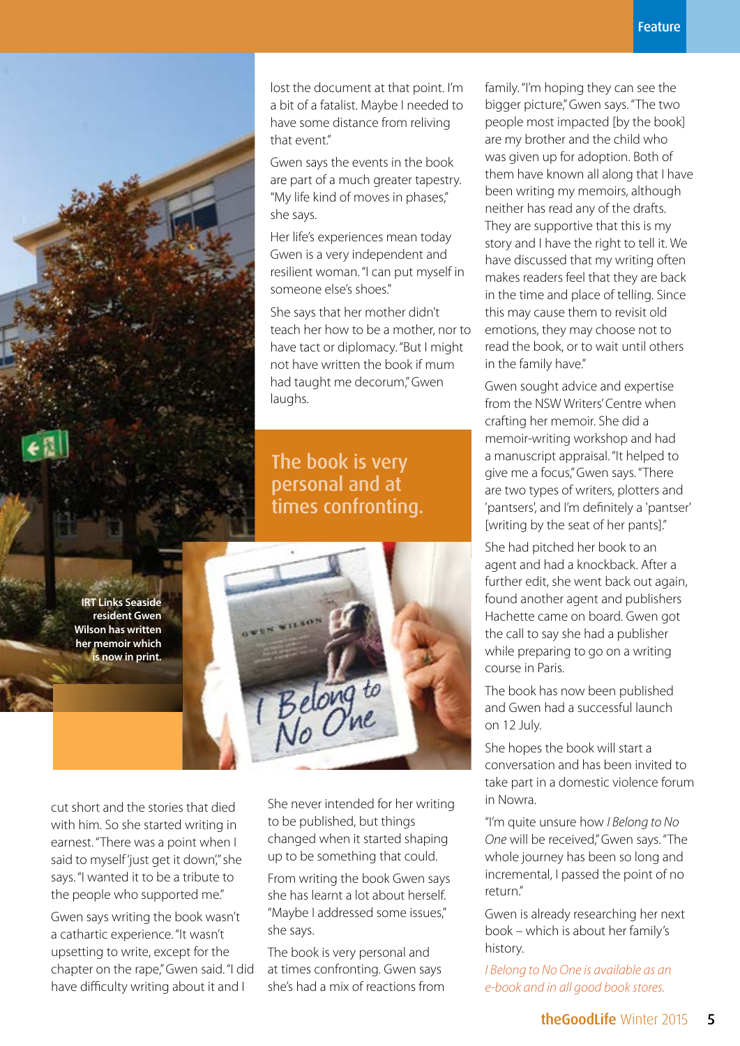cut short and the stories that died with him. So she started writing in earnest. "There was a point when I said to myself 'just get it down'," she says. "I wanted it to be a tribute to the people who supported me."

Gwen says writing the book wasn't a cathartic experience. "It wasn't upsetting to write, except for the chapter on the rape," Gwen said. "I did have difficulty writing about it and I lost the document at that point. I'm a bit of a fatalist. Maybe I needed to have some distance from reliving that event."

Gwen says the events in the book are part of a much greater tapestry. "My life kind of moves in phases," she says.

Her life's experiences mean today Gwen is a very independent and resilient woman. "I can put myself in someone else's shoes."

She says that her mother didn't teach her how to be a mother, nor to have tact or diplomacy. "But I might not have written the book if mum had taught me decorum," Gwen laughs.

**The book is very personal and at times confronting.**

IRT Links Seaside resident Gwen Wilson has written her memoir which is now in print.

She never intended for her writing to be published, but things changed when it started shaping up to be something that could.

From writing the book Gwen says she has learnt a lot about herself. "Maybe I addressed some issues," she says.

The book is very personal and at times confronting. Gwen says she's had a mix of reactions from family. "I'm hoping they can see the bigger picture," Gwen says. "The two people most impacted [by the book] are my brother and the child who was given up for adoption. Both of them have known all along that I have been writing my memoirs, although neither has read any of the drafts. They are supportive that this is my story and I have the right to tell it. We have discussed that my writing often makes readers feel that they are back in the time and place of telling. Since this may cause them to revisit old emotions, they may choose not to read the book, or to wait until others in the family have."

Gwen sought advice and expertise from the NSW Writers' Centre when crafting her memoir. She did a memoir-writing workshop and had a manuscript appraisal. "It helped to give me a focus," Gwen says. "There are two types of writers, plotters and 'pantsers', and I'm definitely a 'pantser' [writing by the seat of her pants]."

She had pitched her book to an agent and had a knockback. After a further edit, she went back out again, found another agent and publishers Hachette came on board. Gwen got the call to say she had a publisher while preparing to go on a writing course in Paris.

The book has now been published and Gwen had a successful launch on 12 July.

She hopes the book will start a conversation and has been invited to take part in a domestic violence forum in Nowra.

"I'm quite unsure how *I Belong to No One* will be received," Gwen says. "The whole journey has been so long and incremental, I passed the point of no return."

Gwen is already researching her next book – which is about her family's history.

*I Belong to No One is available as an e-book and in all good book stores.*